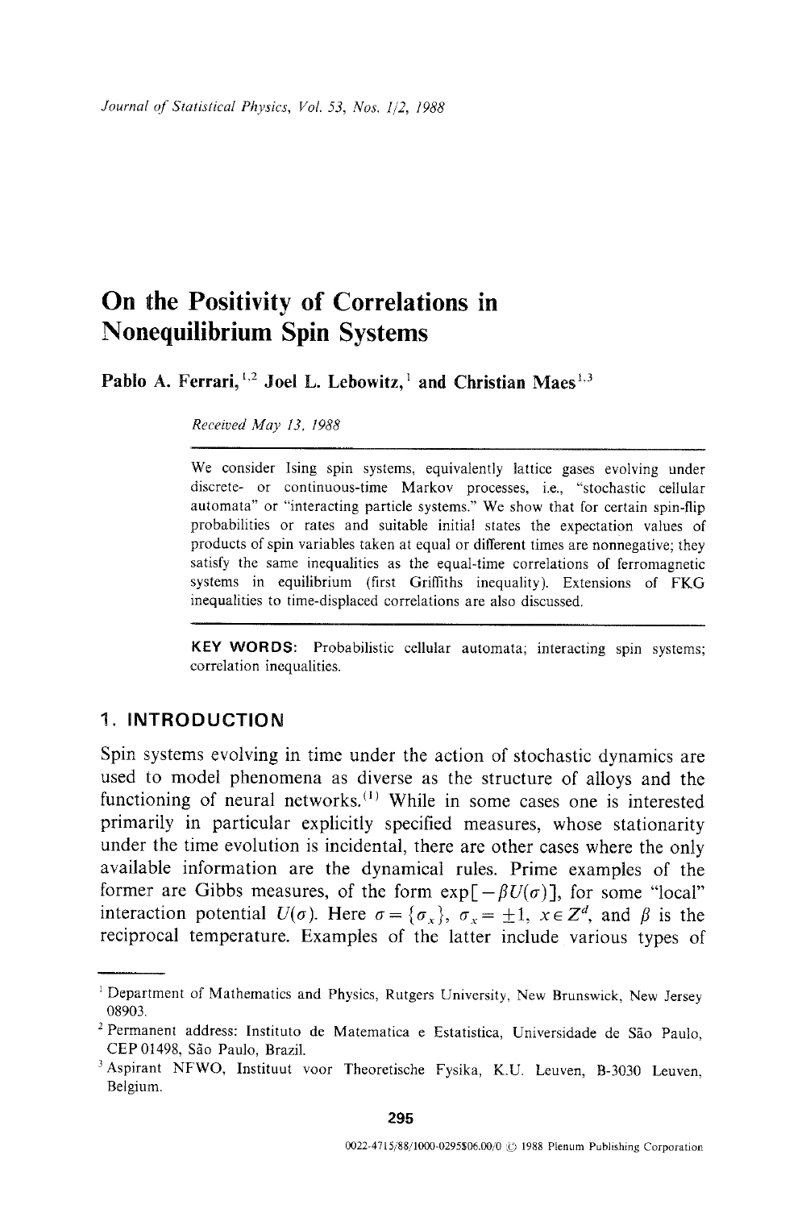# On the Positivity of Correlations in Nonequilibrium Spin Systems

**Pablo A. Ferrari,**[1,2] **Joel L. Lebowitz,**[1] **and Christian Maes**[1,3]

*Received May 13, 1988*

---

We consider Ising spin systems, equivalently lattice gases evolving under discrete- or continuous-time Markov processes, i.e., "stochastic cellular automata" or "interacting particle systems." We show that for certain spin-flip probabilities or rates and suitable initial states the expectation values of products of spin variables taken at equal or different times are nonnegative; they satisfy the same inequalities as the equal-time correlations of ferromagnetic systems in equilibrium (first Griffiths inequality). Extensions of FKG inequalities to time-displaced correlations are also discussed.

---

**KEY WORDS:** Probabilistic cellular automata; interacting spin systems; correlation inequalities.

## 1. INTRODUCTION

Spin systems evolving in time under the action of stochastic dynamics are used to model phenomena as diverse as the structure of alloys and the functioning of neural networks.[1] While in some cases one is interested primarily in particular explicitly specified measures, whose stationarity under the time evolution is incidental, there are other cases where the only available information are the dynamical rules. Prime examples of the former are Gibbs measures, of the form $\exp[-\beta U(\sigma)]$, for some "local" interaction potential $U(\sigma)$. Here $\sigma = \{\sigma_x\}$, $\sigma_x = \pm 1$, $x \in Z^d$, and $\beta$ is the reciprocal temperature. Examples of the latter include various types of

---

[1] Department of Mathematics and Physics, Rutgers University, New Brunswick, New Jersey 08903.

[2] Permanent address: Instituto de Matematica e Estatistica, Universidade de São Paulo, CEP 01498, São Paulo, Brazil.

[3] Aspirant NFWO, Instituut voor Theoretische Fysika, K.U. Leuven, B-3030 Leuven, Belgium.

0022-4715/88/1000-0295$06.00/0 © 1988 Plenum Publishing Corporation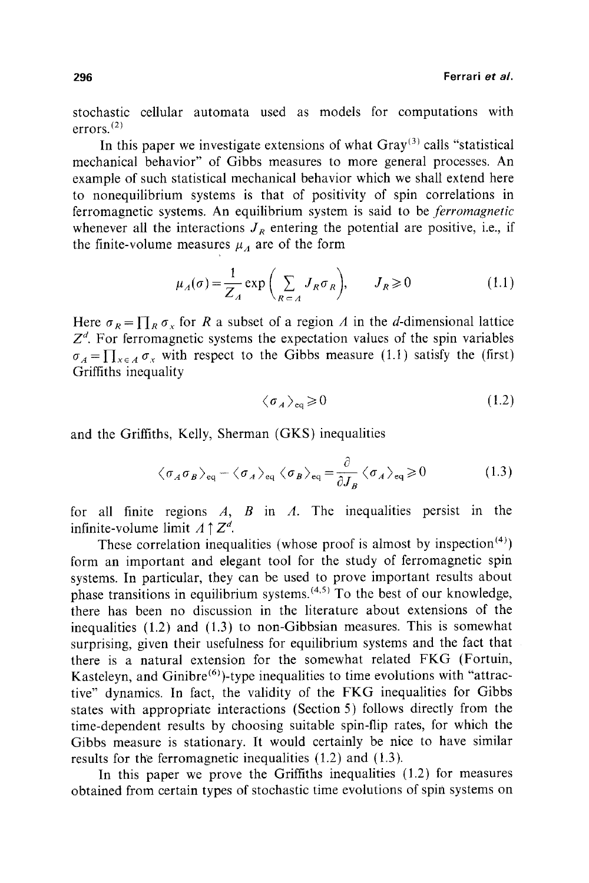stochastic cellular automata used as models for computations with errors.[2]

In this paper we investigate extensions of what Gray[3] calls "statistical mechanical behavior" of Gibbs measures to more general processes. An example of such statistical mechanical behavior which we shall extend here to nonequilibrium systems is that of positivity of spin correlations in ferromagnetic systems. An equilibrium system is said to be *ferromagnetic* whenever all the interactions $J_R$ entering the potential are positive, i.e., if the finite-volume measures $\mu_\Lambda$ are of the form

$$\mu_\Lambda(\sigma) = \frac{1}{Z_\Lambda} \exp\Big( \sum_{R \subset \Lambda} J_R \sigma_R \Big), \qquad J_R \geqslant 0 \tag{1.1}$$

Here $\sigma_R = \prod_R \sigma_x$ for $R$ a subset of a region $\Lambda$ in the $d$-dimensional lattice $Z^d$. For ferromagnetic systems the expectation values of the spin variables $\sigma_A = \prod_{x \in A} \sigma_x$ with respect to the Gibbs measure (1.1) satisfy the (first) Griffiths inequality

$$\langle \sigma_A \rangle_{\text{eq}} \geqslant 0 \tag{1.2}$$

and the Griffiths, Kelly, Sherman (GKS) inequalities

$$\langle \sigma_A \sigma_B \rangle_{\text{eq}} - \langle \sigma_A \rangle_{\text{eq}} \langle \sigma_B \rangle_{\text{eq}} = \frac{\partial}{\partial J_B} \langle \sigma_A \rangle_{\text{eq}} \geqslant 0 \tag{1.3}$$

for all finite regions $A$, $B$ in $\Lambda$. The inequalities persist in the infinite-volume limit $\Lambda \uparrow Z^d$.

These correlation inequalities (whose proof is almost by inspection[4]) form an important and elegant tool for the study of ferromagnetic spin systems. In particular, they can be used to prove important results about phase transitions in equilibrium systems.[4,5] To the best of our knowledge, there has been no discussion in the literature about extensions of the inequalities (1.2) and (1.3) to non-Gibbsian measures. This is somewhat surprising, given their usefulness for equilibrium systems and the fact that there is a natural extension for the somewhat related FKG (Fortuin, Kasteleyn, and Ginibre[6])-type inequalities to time evolutions with "attractive" dynamics. In fact, the validity of the FKG inequalities for Gibbs states with appropriate interactions (Section 5) follows directly from the time-dependent results by choosing suitable spin-flip rates, for which the Gibbs measure is stationary. It would certainly be nice to have similar results for the ferromagnetic inequalities (1.2) and (1.3).

In this paper we prove the Griffiths inequalities (1.2) for measures obtained from certain types of stochastic time evolutions of spin systems on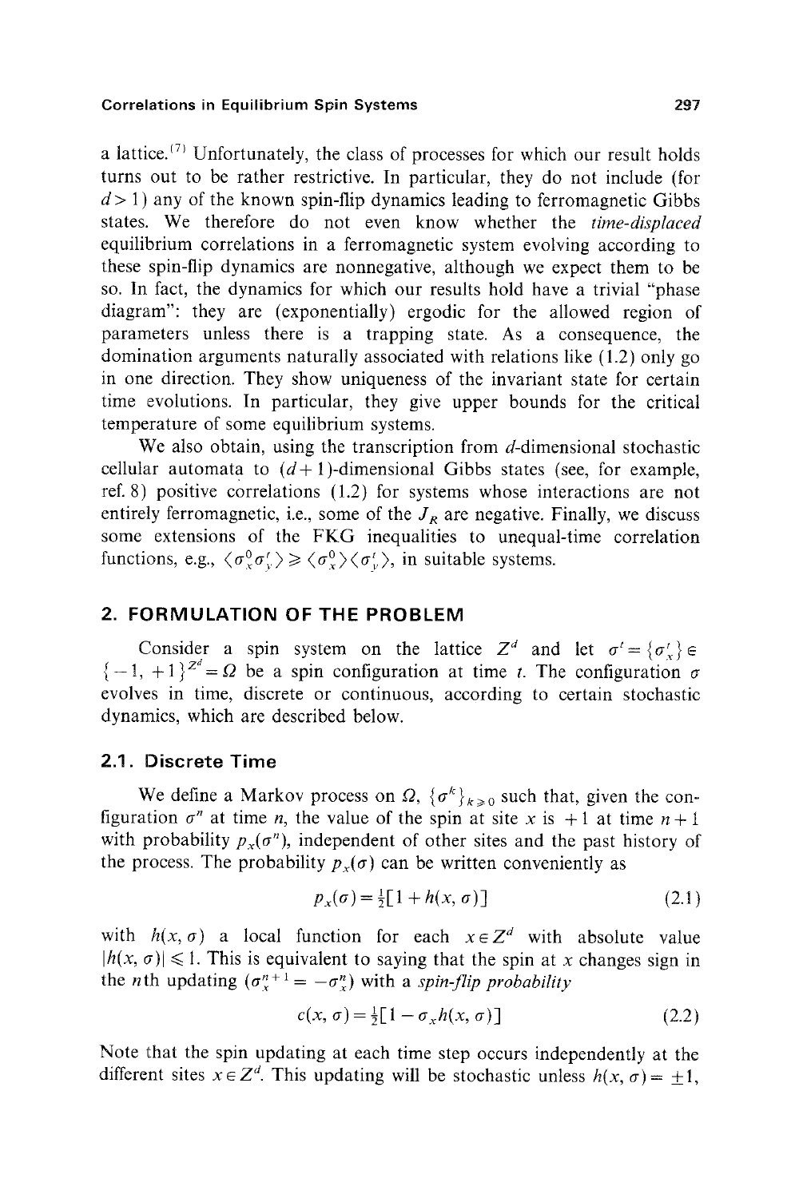a lattice.[7] Unfortunately, the class of processes for which our result holds turns out to be rather restrictive. In particular, they do not include (for $d > 1$) any of the known spin-flip dynamics leading to ferromagnetic Gibbs states. We therefore do not even know whether the *time-displaced* equilibrium correlations in a ferromagnetic system evolving according to these spin-flip dynamics are nonnegative, although we expect them to be so. In fact, the dynamics for which our results hold have a trivial "phase diagram": they are (exponentially) ergodic for the allowed region of parameters unless there is a trapping state. As a consequence, the domination arguments naturally associated with relations like (1.2) only go in one direction. They show uniqueness of the invariant state for certain time evolutions. In particular, they give upper bounds for the critical temperature of some equilibrium systems.

We also obtain, using the transcription from $d$-dimensional stochastic cellular automata to $(d+1)$-dimensional Gibbs states (see, for example, ref. 8) positive correlations (1.2) for systems whose interactions are not entirely ferromagnetic, i.e., some of the $J_R$ are negative. Finally, we discuss some extensions of the FKG inequalities to unequal-time correlation functions, e.g., $\langle \sigma_x^0 \sigma_y^t \rangle \geqslant \langle \sigma_x^0 \rangle \langle \sigma_y^t \rangle$, in suitable systems.

## 2. FORMULATION OF THE PROBLEM

Consider a spin system on the lattice $Z^d$ and let $\sigma^t = \{\sigma_x^t\} \in \{-1, +1\}^{Z^d} = \Omega$ be a spin configuration at time $t$. The configuration $\sigma$ evolves in time, discrete or continuous, according to certain stochastic dynamics, which are described below.

### 2.1. Discrete Time

We define a Markov process on $\Omega$, $\{\sigma^k\}_{k \geqslant 0}$ such that, given the configuration $\sigma^n$ at time $n$, the value of the spin at site $x$ is $+1$ at time $n+1$ with probability $p_x(\sigma^n)$, independent of other sites and the past history of the process. The probability $p_x(\sigma)$ can be written conveniently as

$$p_x(\sigma) = \tfrac{1}{2}[1 + h(x, \sigma)] \tag{2.1}$$

with $h(x, \sigma)$ a local function for each $x \in Z^d$ with absolute value $|h(x, \sigma)| \leqslant 1$. This is equivalent to saying that the spin at $x$ changes sign in the $n$th updating ($\sigma_x^{n+1} = -\sigma_x^n$) with a *spin-flip probability*

$$c(x, \sigma) = \tfrac{1}{2}[1 - \sigma_x h(x, \sigma)] \tag{2.2}$$

Note that the spin updating at each time step occurs independently at the different sites $x \in Z^d$. This updating will be stochastic unless $h(x, \sigma) = \pm 1$,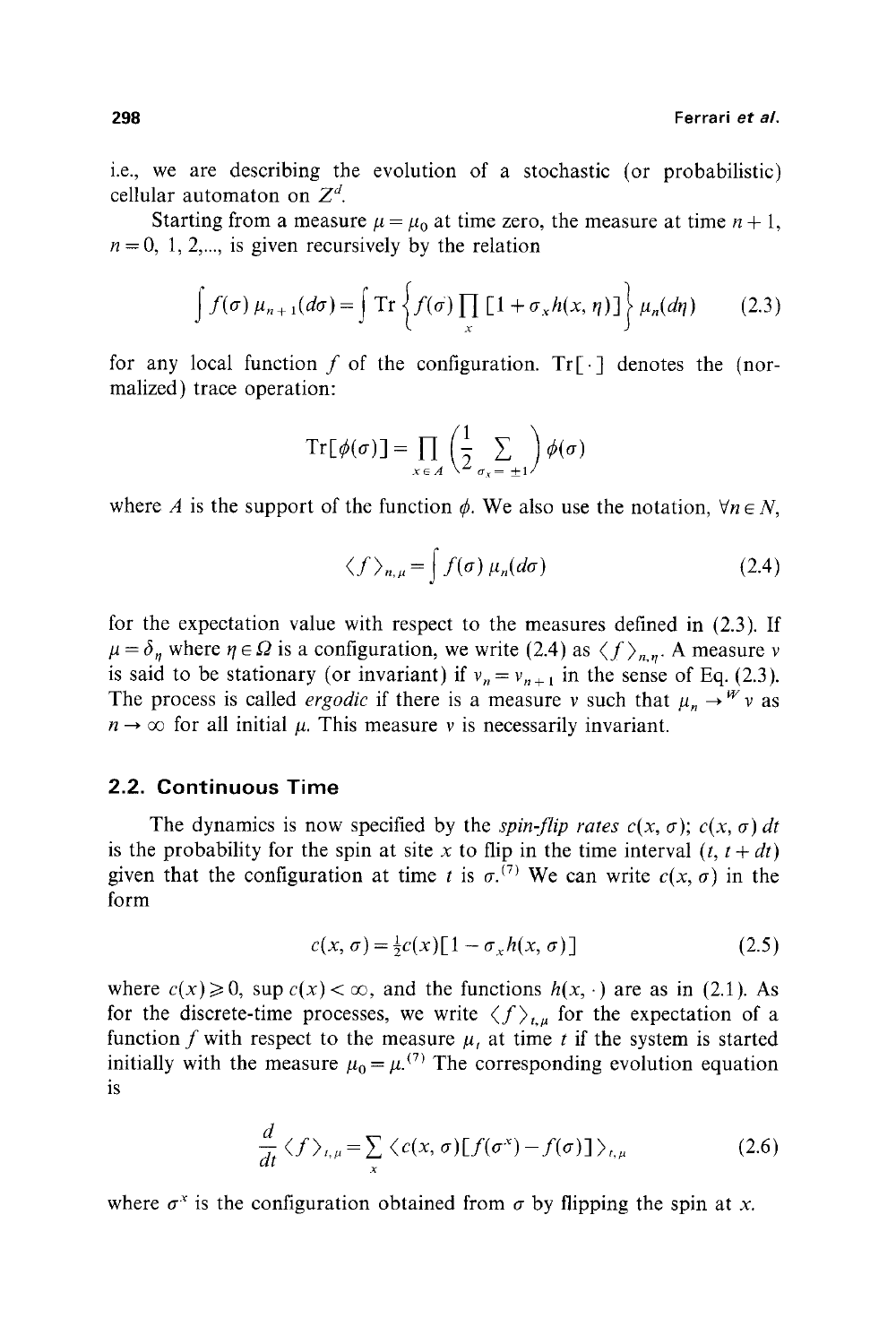i.e., we are describing the evolution of a stochastic (or probabilistic) cellular automaton on $Z^d$.

Starting from a measure $\mu = \mu_0$ at time zero, the measure at time $n+1$, $n = 0, 1, 2,...$, is given recursively by the relation

$$\int f(\sigma)\, \mu_{n+1}(d\sigma) = \int \operatorname{Tr}\left\{ f(\sigma) \prod_x \left[1 + \sigma_x h(x, \eta)\right]\right\} \mu_n(d\eta) \tag{2.3}$$

for any local function $f$ of the configuration. $\operatorname{Tr}[\cdot]$ denotes the (normalized) trace operation:

$$\operatorname{Tr}[\phi(\sigma)] = \prod_{x \in A} \left(\frac{1}{2} \sum_{\sigma_x = \pm 1}\right) \phi(\sigma)$$

where $A$ is the support of the function $\phi$. We also use the notation, $\forall n \in N$,

$$\langle f \rangle_{n,\mu} = \int f(\sigma)\, \mu_n(d\sigma) \tag{2.4}$$

for the expectation value with respect to the measures defined in (2.3). If $\mu = \delta_\eta$ where $\eta \in \Omega$ is a configuration, we write (2.4) as $\langle f \rangle_{n,\eta}$. A measure $\nu$ is said to be stationary (or invariant) if $\nu_n = \nu_{n+1}$ in the sense of Eq. (2.3). The process is called *ergodic* if there is a measure $\nu$ such that $\mu_n \to^W \nu$ as $n \to \infty$ for all initial $\mu$. This measure $\nu$ is necessarily invariant.

## 2.2. Continuous Time

The dynamics is now specified by the *spin-flip rates* $c(x, \sigma)$; $c(x, \sigma)\, dt$ is the probability for the spin at site $x$ to flip in the time interval $(t, t + dt)$ given that the configuration at time $t$ is $\sigma$.[7] We can write $c(x, \sigma)$ in the form

$$c(x, \sigma) = \tfrac{1}{2} c(x)\left[1 - \sigma_x h(x, \sigma)\right] \tag{2.5}$$

where $c(x) \geqslant 0$, $\sup c(x) < \infty$, and the functions $h(x, \cdot)$ are as in (2.1). As for the discrete-time processes, we write $\langle f \rangle_{t,\mu}$ for the expectation of a function $f$ with respect to the measure $\mu_t$ at time $t$ if the system is started initially with the measure $\mu_0 = \mu$.[7] The corresponding evolution equation is

$$\frac{d}{dt} \langle f \rangle_{t,\mu} = \sum_x \langle c(x, \sigma)\left[f(\sigma^x) - f(\sigma)\right] \rangle_{t,\mu} \tag{2.6}$$

where $\sigma^x$ is the configuration obtained from $\sigma$ by flipping the spin at $x$.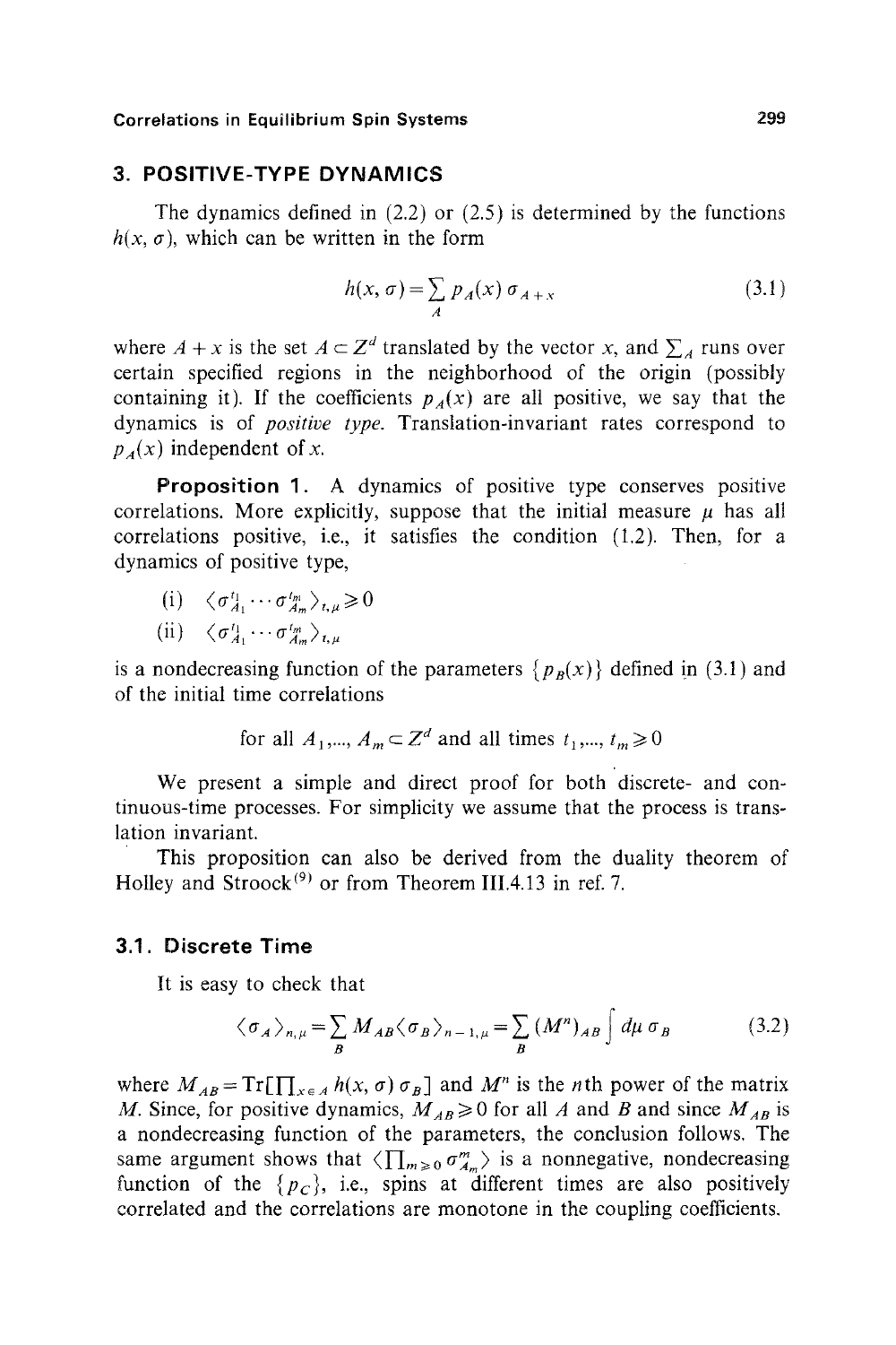## 3. POSITIVE-TYPE DYNAMICS

The dynamics defined in (2.2) or (2.5) is determined by the functions $h(x, \sigma)$, which can be written in the form

$$h(x, \sigma) = \sum_A p_A(x) \, \sigma_{A+x} \tag{3.1}$$

where $A + x$ is the set $A \subset Z^d$ translated by the vector $x$, and $\sum_A$ runs over certain specified regions in the neighborhood of the origin (possibly containing it). If the coefficients $p_A(x)$ are all positive, we say that the dynamics is of *positive type*. Translation-invariant rates correspond to $p_A(x)$ independent of $x$.

**Proposition 1.** A dynamics of positive type conserves positive correlations. More explicitly, suppose that the initial measure $\mu$ has all correlations positive, i.e., it satisfies the condition (1.2). Then, for a dynamics of positive type,

(i) $\langle \sigma_{A_1}^{t_1} \cdots \sigma_{A_m}^{t_m} \rangle_{t,\mu} \geqslant 0$

(ii) $\langle \sigma_{A_1}^{t_1} \cdots \sigma_{A_m}^{t_m} \rangle_{t,\mu}$

is a nondecreasing function of the parameters $\{p_B(x)\}$ defined in (3.1) and of the initial time correlations

for all $A_1,..., A_m \subset Z^d$ and all times $t_1,..., t_m \geqslant 0$

We present a simple and direct proof for both discrete- and continuous-time processes. For simplicity we assume that the process is translation invariant.

This proposition can also be derived from the duality theorem of Holley and Stroock[9] or from Theorem III.4.13 in ref. 7.

### 3.1. Discrete Time

It is easy to check that

$$\langle \sigma_A \rangle_{n,\mu} = \sum_B M_{AB} \langle \sigma_B \rangle_{n-1,\mu} = \sum_B (M^n)_{AB} \int d\mu \, \sigma_B \tag{3.2}$$

where $M_{AB} = \mathrm{Tr}[\prod_{x \in A} h(x, \sigma) \, \sigma_B]$ and $M^n$ is the $n$th power of the matrix $M$. Since, for positive dynamics, $M_{AB} \geqslant 0$ for all $A$ and $B$ and since $M_{AB}$ is a nondecreasing function of the parameters, the conclusion follows. The same argument shows that $\langle \prod_{m \geqslant 0} \sigma_{A_m}^m \rangle$ is a nonnegative, nondecreasing function of the $\{p_C\}$, i.e., spins at different times are also positively correlated and the correlations are monotone in the coupling coefficients.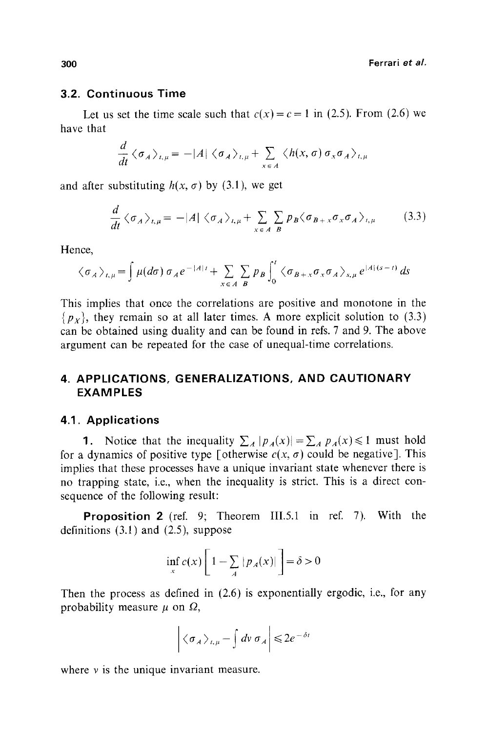## 3.2. Continuous Time

Let us set the time scale such that $c(x) = c = 1$ in (2.5). From (2.6) we have that

$$\frac{d}{dt}\langle \sigma_A \rangle_{t,\mu} = -|A| \langle \sigma_A \rangle_{t,\mu} + \sum_{x \in A} \langle h(x, \sigma)\, \sigma_x \sigma_A \rangle_{t,\mu}$$

and after substituting $h(x, \sigma)$ by (3.1), we get

$$\frac{d}{dt}\langle \sigma_A \rangle_{t,\mu} = -|A| \langle \sigma_A \rangle_{t,\mu} + \sum_{x \in A} \sum_{B} p_B \langle \sigma_{B+x} \sigma_x \sigma_A \rangle_{t,\mu} \tag{3.3}$$

Hence,

$$\langle \sigma_A \rangle_{t,\mu} = \int \mu(d\sigma)\, \sigma_A e^{-|A|t} + \sum_{x \in A} \sum_{B} p_B \int_0^t \langle \sigma_{B+x} \sigma_x \sigma_A \rangle_{s,\mu}\, e^{|A|(s-t)}\, ds$$

This implies that once the correlations are positive and monotone in the $\{p_X\}$, they remain so at all later times. A more explicit solution to (3.3) can be obtained using duality and can be found in refs. 7 and 9. The above argument can be repeated for the case of unequal-time correlations.

# 4. APPLICATIONS, GENERALIZATIONS, AND CAUTIONARY EXAMPLES

## 4.1. Applications

**1.** Notice that the inequality $\sum_A |p_A(x)| = \sum_A p_A(x) \leqslant 1$ must hold for a dynamics of positive type [otherwise $c(x, \sigma)$ could be negative]. This implies that these processes have a unique invariant state whenever there is no trapping state, i.e., when the inequality is strict. This is a direct consequence of the following result:

**Proposition 2** (ref. 9; Theorem III.5.1 in ref. 7). With the definitions (3.1) and (2.5), suppose

$$\inf_x c(x) \left[ 1 - \sum_A |p_A(x)| \right] = \delta > 0$$

Then the process as defined in (2.6) is exponentially ergodic, i.e., for any probability measure $\mu$ on $\Omega$,

$$\left| \langle \sigma_A \rangle_{t,\mu} - \int d\nu\, \sigma_A \right| \leqslant 2e^{-\delta t}$$

where $\nu$ is the unique invariant measure.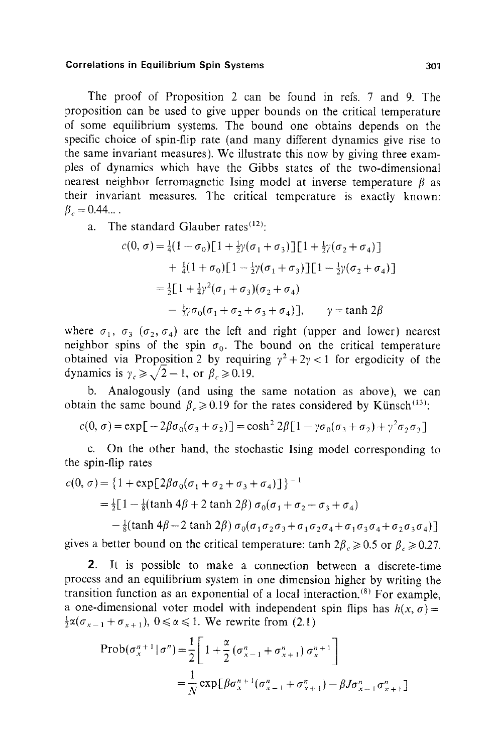The proof of Proposition 2 can be found in refs. 7 and 9. The proposition can be used to give upper bounds on the critical temperature of some equilibrium systems. The bound one obtains depends on the specific choice of spin-flip rate (and many different dynamics give rise to the same invariant measures). We illustrate this now by giving three examples of dynamics which have the Gibbs states of the two-dimensional nearest neighbor ferromagnetic Ising model at inverse temperature $\beta$ as their invariant measures. The critical temperature is exactly known: $\beta_c = 0.44\ldots$.

a. The standard Glauber rates[12]:

$$
\begin{aligned}
c(0, \sigma) &= \tfrac{1}{4}(1 - \sigma_0)[1 + \tfrac{1}{2}\gamma(\sigma_1 + \sigma_3)][1 + \tfrac{1}{2}\gamma(\sigma_2 + \sigma_4)] \\
&\quad + \tfrac{1}{4}(1 + \sigma_0)[1 - \tfrac{1}{2}\gamma(\sigma_1 + \sigma_3)][1 - \tfrac{1}{2}\gamma(\sigma_2 + \sigma_4)] \\
&= \tfrac{1}{2}[1 + \tfrac{1}{4}\gamma^2(\sigma_1 + \sigma_3)(\sigma_2 + \sigma_4) \\
&\quad - \tfrac{1}{2}\gamma\sigma_0(\sigma_1 + \sigma_2 + \sigma_3 + \sigma_4)], \qquad \gamma = \tanh 2\beta
\end{aligned}
$$

where $\sigma_1$, $\sigma_3$ ($\sigma_2$, $\sigma_4$) are the left and right (upper and lower) nearest neighbor spins of the spin $\sigma_0$. The bound on the critical temperature obtained via Proposition 2 by requiring $\gamma^2 + 2\gamma < 1$ for ergodicity of the dynamics is $\gamma_c \geqslant \sqrt{2} - 1$, or $\beta_c \geqslant 0.19$.

b. Analogously (and using the same notation as above), we can obtain the same bound $\beta_c \geqslant 0.19$ for the rates considered by Künsch[13]:

$$
c(0, \sigma) = \exp[-2\beta\sigma_0(\sigma_3 + \sigma_2)] = \cosh^2 2\beta[1 - \gamma\sigma_0(\sigma_3 + \sigma_2) + \gamma^2\sigma_2\sigma_3]
$$

c. On the other hand, the stochastic Ising model corresponding to the spin-flip rates

$$
\begin{aligned}
c(0, \sigma) &= \{1 + \exp[2\beta\sigma_0(\sigma_1 + \sigma_2 + \sigma_3 + \sigma_4)]\}^{-1} \\
&= \tfrac{1}{2}[1 - \tfrac{1}{8}(\tanh 4\beta + 2\tanh 2\beta)\,\sigma_0(\sigma_1 + \sigma_2 + \sigma_3 + \sigma_4) \\
&\quad - \tfrac{1}{8}(\tanh 4\beta - 2\tanh 2\beta)\,\sigma_0(\sigma_1\sigma_2\sigma_3 + \sigma_1\sigma_2\sigma_4 + \sigma_1\sigma_3\sigma_4 + \sigma_2\sigma_3\sigma_4)]
\end{aligned}
$$

gives a better bound on the critical temperature: $\tanh 2\beta_c \geqslant 0.5$ or $\beta_c \geqslant 0.27$.

**2.** It is possible to make a connection between a discrete-time process and an equilibrium system in one dimension higher by writing the transition function as an exponential of a local interaction.[8] For example, a one-dimensional voter model with independent spin flips has $h(x, \sigma) = \frac{1}{2}\alpha(\sigma_{x-1} + \sigma_{x+1})$, $0 \leqslant \alpha \leqslant 1$. We rewrite from (2.1)

$$
\begin{aligned}
\text{Prob}(\sigma_x^{n+1} \mid \sigma^n) &= \frac{1}{2}\left[1 + \frac{\alpha}{2}(\sigma_{x-1}^n + \sigma_{x+1}^n)\,\sigma_x^{n+1}\right] \\
&= \frac{1}{N}\exp[\beta\sigma_x^{n+1}(\sigma_{x-1}^n + \sigma_{x+1}^n) - \beta J\sigma_{x-1}^n\sigma_{x+1}^n]
\end{aligned}
$$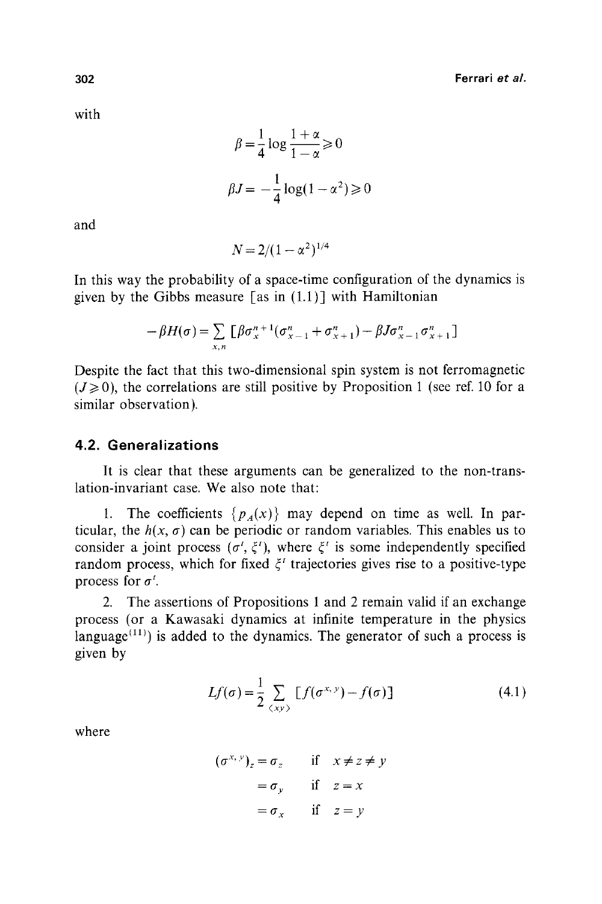with

$$\beta = \frac{1}{4} \log \frac{1+\alpha}{1-\alpha} \geqslant 0$$

$$\beta J = -\frac{1}{4} \log(1-\alpha^2) \geqslant 0$$

and

$$N = 2/(1-\alpha^2)^{1/4}$$

In this way the probability of a space-time configuration of the dynamics is given by the Gibbs measure [as in (1.1)] with Hamiltonian

$$-\beta H(\sigma) = \sum_{x,n} \left[ \beta \sigma_x^{n+1} (\sigma_{x-1}^n + \sigma_{x+1}^n) - \beta J \sigma_{x-1}^n \sigma_{x+1}^n \right]$$

Despite the fact that this two-dimensional spin system is not ferromagnetic ($J \geqslant 0$), the correlations are still positive by Proposition 1 (see ref. 10 for a similar observation).

## 4.2. Generalizations

It is clear that these arguments can be generalized to the non-translation-invariant case. We also note that:

1. The coefficients $\{p_A(x)\}$ may depend on time as well. In particular, the $h(x, \sigma)$ can be periodic or random variables. This enables us to consider a joint process $(\sigma^t, \xi^t)$, where $\xi^t$ is some independently specified random process, which for fixed $\xi^t$ trajectories gives rise to a positive-type process for $\sigma^t$.

2. The assertions of Propositions 1 and 2 remain valid if an exchange process (or a Kawasaki dynamics at infinite temperature in the physics language[11]) is added to the dynamics. The generator of such a process is given by

$$Lf(\sigma) = \frac{1}{2} \sum_{\langle xy \rangle} \left[ f(\sigma^{x,y}) - f(\sigma) \right] \tag{4.1}$$

where

$$
\begin{aligned}
(\sigma^{x,y})_z &= \sigma_z && \text{if} \quad x \neq z \neq y \\
&= \sigma_y && \text{if} \quad z = x \\
&= \sigma_x && \text{if} \quad z = y
\end{aligned}
$$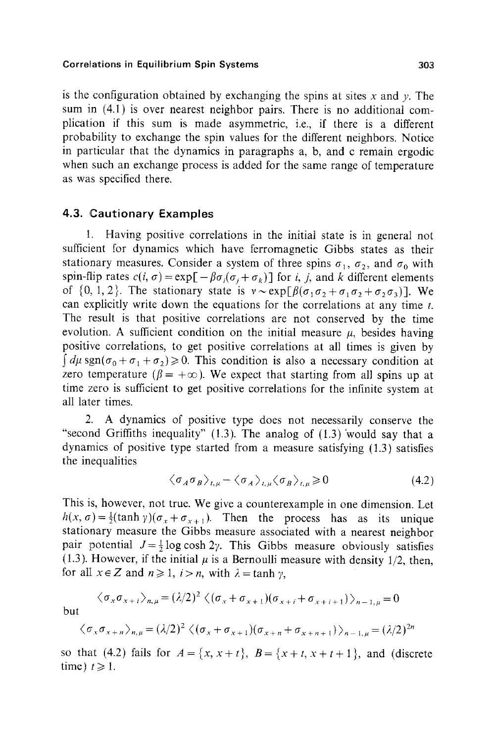is the configuration obtained by exchanging the spins at sites $x$ and $y$. The sum in (4.1) is over nearest neighbor pairs. There is no additional complication if this sum is made asymmetric, i.e., if there is a different probability to exchange the spin values for the different neighbors. Notice in particular that the dynamics in paragraphs a, b, and c remain ergodic when such an exchange process is added for the same range of temperature as was specified there.

### 4.3. Cautionary Examples

1. Having positive correlations in the initial state is in general not sufficient for dynamics which have ferromagnetic Gibbs states as their stationary measures. Consider a system of three spins $\sigma_1$, $\sigma_2$, and $\sigma_0$ with spin-flip rates $c(i, \sigma) = \exp[-\beta\sigma_i(\sigma_j + \sigma_k)]$ for $i$, $j$, and $k$ different elements of $\{0, 1, 2\}$. The stationary state is $\nu \sim \exp[\beta(\sigma_1\sigma_2 + \sigma_1\sigma_2 + \sigma_2\sigma_3)]$. We can explicitly write down the equations for the correlations at any time $t$. The result is that positive correlations are not conserved by the time evolution. A sufficient condition on the initial measure $\mu$, besides having positive correlations, to get positive correlations at all times is given by $\int d\mu \operatorname{sgn}(\sigma_0 + \sigma_1 + \sigma_2) \geqslant 0$. This condition is also a necessary condition at zero temperature ($\beta = +\infty$). We expect that starting from all spins up at time zero is sufficient to get positive correlations for the infinite system at all later times.

2. A dynamics of positive type does not necessarily conserve the "second Griffiths inequality" (1.3). The analog of (1.3) would say that a dynamics of positive type started from a measure satisfying (1.3) satisfies the inequalities

$$\langle \sigma_A \sigma_B \rangle_{t,\mu} - \langle \sigma_A \rangle_{t,\mu} \langle \sigma_B \rangle_{t,\mu} \geqslant 0 \tag{4.2}$$

This is, however, not true. We give a counterexample in one dimension. Let $h(x, \sigma) = \frac{1}{2}(\tanh \gamma)(\sigma_x + \sigma_{x+1})$. Then the process has as its unique stationary measure the Gibbs measure associated with a nearest neighbor pair potential $J = \frac{1}{2} \log \cosh 2\gamma$. This Gibbs measure obviously satisfies (1.3). However, if the initial $\mu$ is a Bernoulli measure with density 1/2, then, for all $x \in Z$ and $n \geqslant 1$, $i > n$, with $\lambda = \tanh \gamma$,

$$\langle \sigma_x \sigma_{x+i} \rangle_{n,\mu} = (\lambda/2)^2 \langle (\sigma_x + \sigma_{x+1})(\sigma_{x+i} + \sigma_{x+i+1}) \rangle_{n-1,\mu} = 0$$

but

$$\langle \sigma_x \sigma_{x+n} \rangle_{n,\mu} = (\lambda/2)^2 \langle (\sigma_x + \sigma_{x+1})(\sigma_{x+n} + \sigma_{x+n+1}) \rangle_{n-1,\mu} = (\lambda/2)^{2n}$$

so that (4.2) fails for $A = \{x, x+t\}$, $B = \{x+t, x+t+1\}$, and (discrete time) $t \geqslant 1$.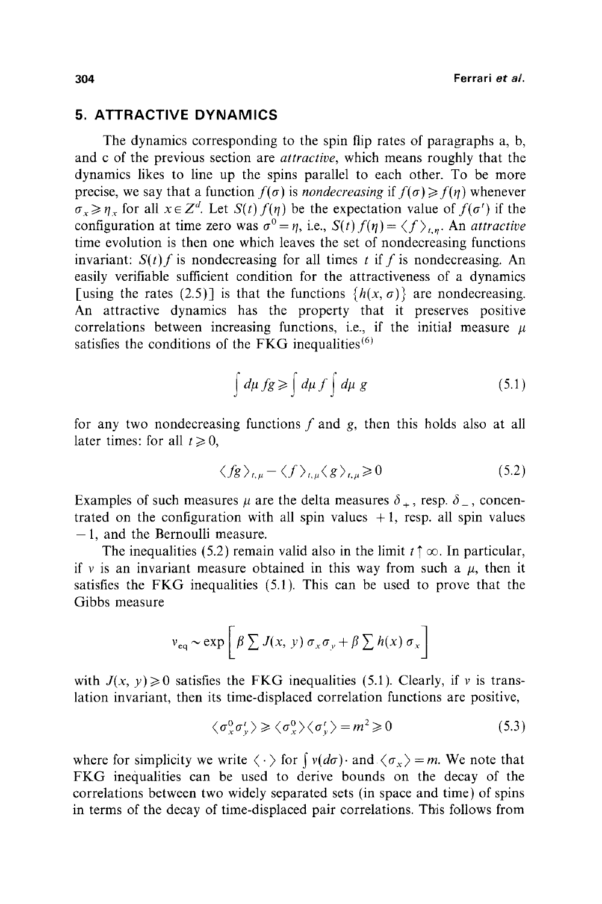## 5. ATTRACTIVE DYNAMICS

The dynamics corresponding to the spin flip rates of paragraphs a, b, and c of the previous section are *attractive*, which means roughly that the dynamics likes to line up the spins parallel to each other. To be more precise, we say that a function $f(\sigma)$ is *nondecreasing* if $f(\sigma) \geqslant f(\eta)$ whenever $\sigma_x \geqslant \eta_x$ for all $x \in Z^d$. Let $S(t) f(\eta)$ be the expectation value of $f(\sigma^t)$ if the configuration at time zero was $\sigma^0 = \eta$, i.e., $S(t) f(\eta) = \langle f \rangle_{t,\eta}$. An *attractive* time evolution is then one which leaves the set of nondecreasing functions invariant: $S(t) f$ is nondecreasing for all times $t$ if $f$ is nondecreasing. An easily verifiable sufficient condition for the attractiveness of a dynamics [using the rates (2.5)] is that the functions $\{h(x, \sigma)\}$ are nondecreasing. An attractive dynamics has the property that it preserves positive correlations between increasing functions, i.e., if the initial measure $\mu$ satisfies the conditions of the FKG inequalities[6]

$$\int d\mu\, fg \geqslant \int d\mu\, f \int d\mu\, g \tag{5.1}$$

for any two nondecreasing functions $f$ and $g$, then this holds also at all later times: for all $t \geqslant 0$,

$$\langle fg \rangle_{t,\mu} - \langle f \rangle_{t,\mu} \langle g \rangle_{t,\mu} \geqslant 0 \tag{5.2}$$

Examples of such measures $\mu$ are the delta measures $\delta_+$, resp. $\delta_-$, concentrated on the configuration with all spin values $+1$, resp. all spin values $-1$, and the Bernoulli measure.

The inequalities (5.2) remain valid also in the limit $t \uparrow \infty$. In particular, if $\nu$ is an invariant measure obtained in this way from such a $\mu$, then it satisfies the FKG inequalities (5.1). This can be used to prove that the Gibbs measure

$$\nu_{\text{eq}} \sim \exp\left[\beta \sum J(x, y)\, \sigma_x \sigma_y + \beta \sum h(x)\, \sigma_x\right]$$

with $J(x, y) \geqslant 0$ satisfies the FKG inequalities (5.1). Clearly, if $\nu$ is translation invariant, then its time-displaced correlation functions are positive,

$$\langle \sigma_x^0 \sigma_y^t \rangle \geqslant \langle \sigma_x^0 \rangle \langle \sigma_y^t \rangle = m^2 \geqslant 0 \tag{5.3}$$

where for simplicity we write $\langle \cdot \rangle$ for $\int \nu(d\sigma) \cdot$ and $\langle \sigma_x \rangle = m$. We note that FKG inequalities can be used to derive bounds on the decay of the correlations between two widely separated sets (in space and time) of spins in terms of the decay of time-displaced pair correlations. This follows from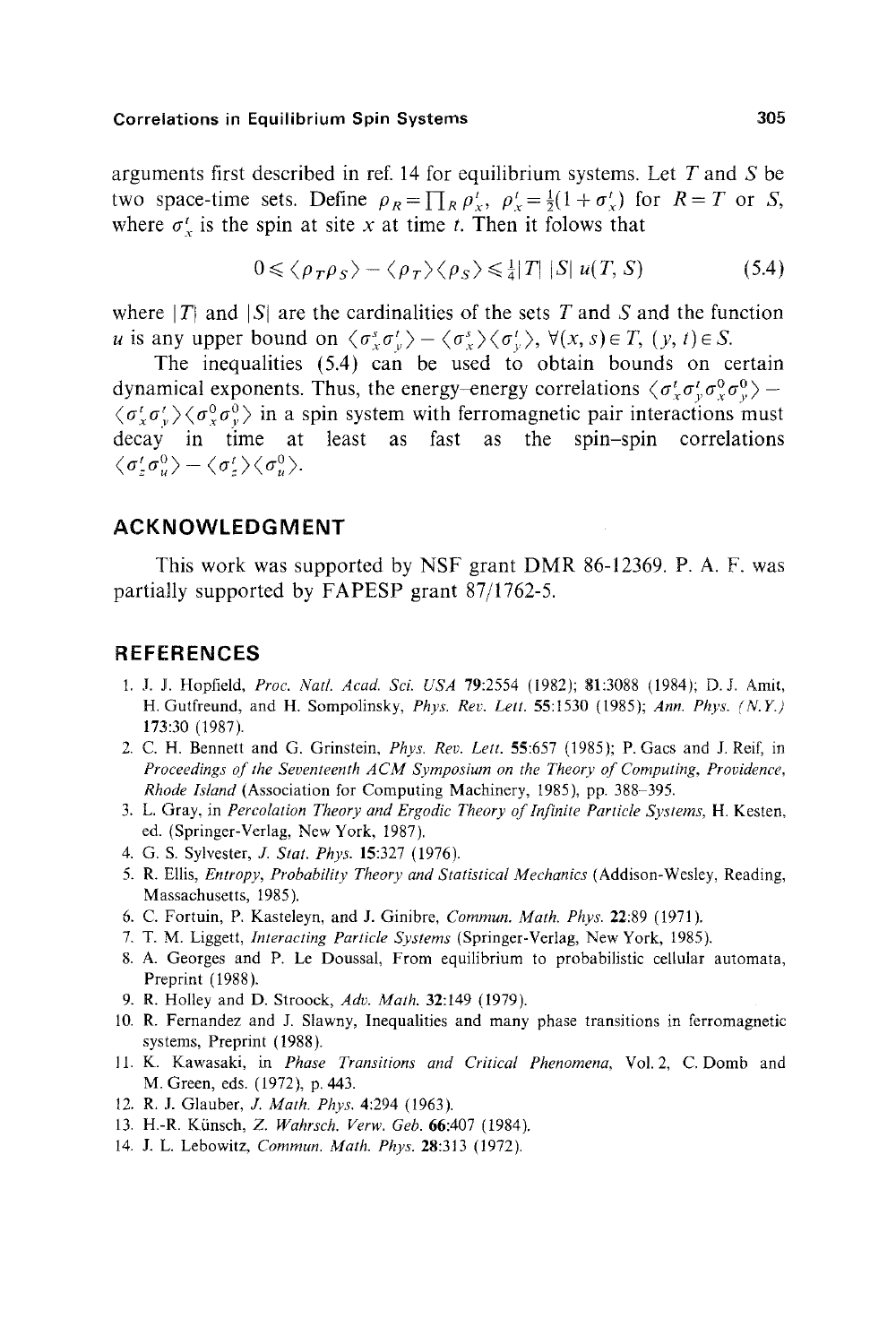arguments first described in ref. 14 for equilibrium systems. Let $T$ and $S$ be two space-time sets. Define $\rho_R = \prod_R \rho_x^t$, $\rho_x^t = \frac{1}{2}(1 + \sigma_x^t)$ for $R = T$ or $S$, where $\sigma_x^t$ is the spin at site $x$ at time $t$. Then it folows that

$$0 \leqslant \langle \rho_T \rho_S \rangle - \langle \rho_T \rangle \langle \rho_S \rangle \leqslant \tfrac{1}{4} |T|\ |S|\ u(T, S) \tag{5.4}$$

where $|T|$ and $|S|$ are the cardinalities of the sets $T$ and $S$ and the function $u$ is any upper bound on $\langle \sigma_x^s \sigma_y^t \rangle - \langle \sigma_x^s \rangle \langle \sigma_y^t \rangle$, $\forall (x, s) \in T$, $(y, t) \in S$.

The inequalities (5.4) can be used to obtain bounds on certain dynamical exponents. Thus, the energy–energy correlations $\langle \sigma_x^t \sigma_y^t \sigma_x^0 \sigma_y^0 \rangle - \langle \sigma_x^t \sigma_y^t \rangle \langle \sigma_x^0 \sigma_y^0 \rangle$ in a spin system with ferromagnetic pair interactions must decay in time at least as fast as the spin–spin correlations $\langle \sigma_z^t \sigma_u^0 \rangle - \langle \sigma_z^t \rangle \langle \sigma_u^0 \rangle$.

## ACKNOWLEDGMENT

This work was supported by NSF grant DMR 86-12369. P. A. F. was partially supported by FAPESP grant 87/1762-5.

## REFERENCES

1. J. J. Hopfield, *Proc. Natl. Acad. Sci. USA* **79**:2554 (1982); **81**:3088 (1984); D. J. Amit, H. Gutfreund, and H. Sompolinsky, *Phys. Rev. Lett.* **55**:1530 (1985); *Ann. Phys. (N.Y.)* **173**:30 (1987).
2. C. H. Bennett and G. Grinstein, *Phys. Rev. Lett.* **55**:657 (1985); P. Gacs and J. Reif, in *Proceedings of the Seventeenth ACM Symposium on the Theory of Computing, Providence, Rhode Island* (Association for Computing Machinery, 1985), pp. 388–395.
3. L. Gray, in *Percolation Theory and Ergodic Theory of Infinite Particle Systems*, H. Kesten, ed. (Springer-Verlag, New York, 1987).
4. G. S. Sylvester, *J. Stat. Phys.* **15**:327 (1976).
5. R. Ellis, *Entropy, Probability Theory and Statistical Mechanics* (Addison-Wesley, Reading, Massachusetts, 1985).
6. C. Fortuin, P. Kasteleyn, and J. Ginibre, *Commun. Math. Phys.* **22**:89 (1971).
7. T. M. Liggett, *Interacting Particle Systems* (Springer-Verlag, New York, 1985).
8. A. Georges and P. Le Doussal, From equilibrium to probabilistic cellular automata, Preprint (1988).
9. R. Holley and D. Stroock, *Adv. Math.* **32**:149 (1979).
10. R. Fernandez and J. Slawny, Inequalities and many phase transitions in ferromagnetic systems, Preprint (1988).
11. K. Kawasaki, in *Phase Transitions and Critical Phenomena*, Vol. 2, C. Domb and M. Green, eds. (1972), p. 443.
12. R. J. Glauber, *J. Math. Phys.* **4**:294 (1963).
13. H.-R. Künsch, *Z. Wahrsch. Verw. Geb.* **66**:407 (1984).
14. J. L. Lebowitz, *Commun. Math. Phys.* **28**:313 (1972).